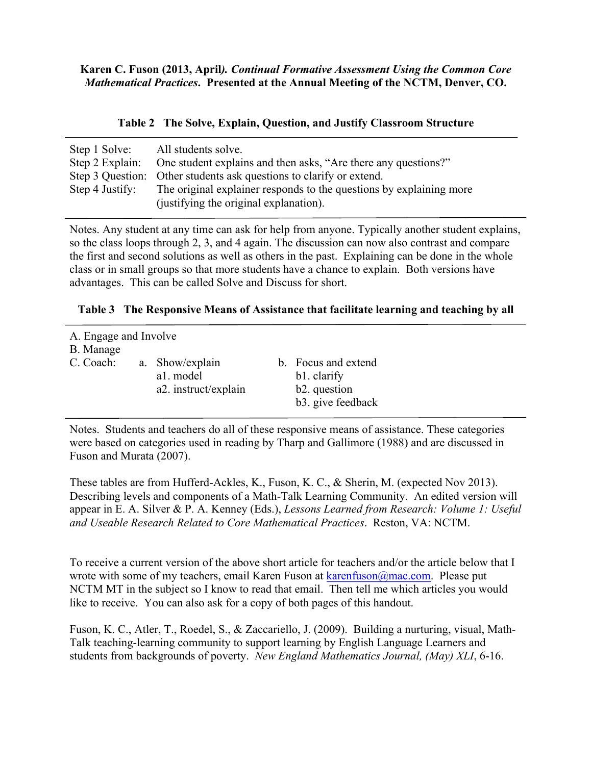**Karen C. Fuson (2013, April*). Continual Formative Assessment Using the Common Core Mathematical Practices*. Presented at the Annual Meeting of the NCTM, Denver, CO.**

**Table 2 The Solve, Explain, Question, and Justify Classroom Structure**

| | |
|---|---|
| Step 1 Solve: | All students solve. |
| Step 2 Explain: | One student explains and then asks, "Are there any questions?" |
| Step 3 Question: | Other students ask questions to clarify or extend. |
| Step 4 Justify: | The original explainer responds to the questions by explaining more (justifying the original explanation). |

Notes. Any student at any time can ask for help from anyone. Typically another student explains, so the class loops through 2, 3, and 4 again. The discussion can now also contrast and compare the first and second solutions as well as others in the past. Explaining can be done in the whole class or in small groups so that more students have a chance to explain. Both versions have advantages. This can be called Solve and Discuss for short.

**Table 3 The Responsive Means of Assistance that facilitate learning and teaching by all**

| | | |
|---|---|---|
| A. Engage and Involve | | |
| B. Manage | | |
| C. Coach: | a. Show/explain | b. Focus and extend |
| | a1. model | b1. clarify |
| | a2. instruct/explain | b2. question |
| | | b3. give feedback |

Notes. Students and teachers do all of these responsive means of assistance. These categories were based on categories used in reading by Tharp and Gallimore (1988) and are discussed in Fuson and Murata (2007).

These tables are from Hufferd-Ackles, K., Fuson, K. C., & Sherin, M. (expected Nov 2013). Describing levels and components of a Math-Talk Learning Community. An edited version will appear in E. A. Silver & P. A. Kenney (Eds.), *Lessons Learned from Research: Volume 1: Useful and Useable Research Related to Core Mathematical Practices*. Reston, VA: NCTM.

To receive a current version of the above short article for teachers and/or the article below that I wrote with some of my teachers, email Karen Fuson at karenfuson@mac.com. Please put NCTM MT in the subject so I know to read that email. Then tell me which articles you would like to receive. You can also ask for a copy of both pages of this handout.

Fuson, K. C., Atler, T., Roedel, S., & Zaccariello, J. (2009). Building a nurturing, visual, Math-Talk teaching-learning community to support learning by English Language Learners and students from backgrounds of poverty. *New England Mathematics Journal, (May) XLI*, 6-16.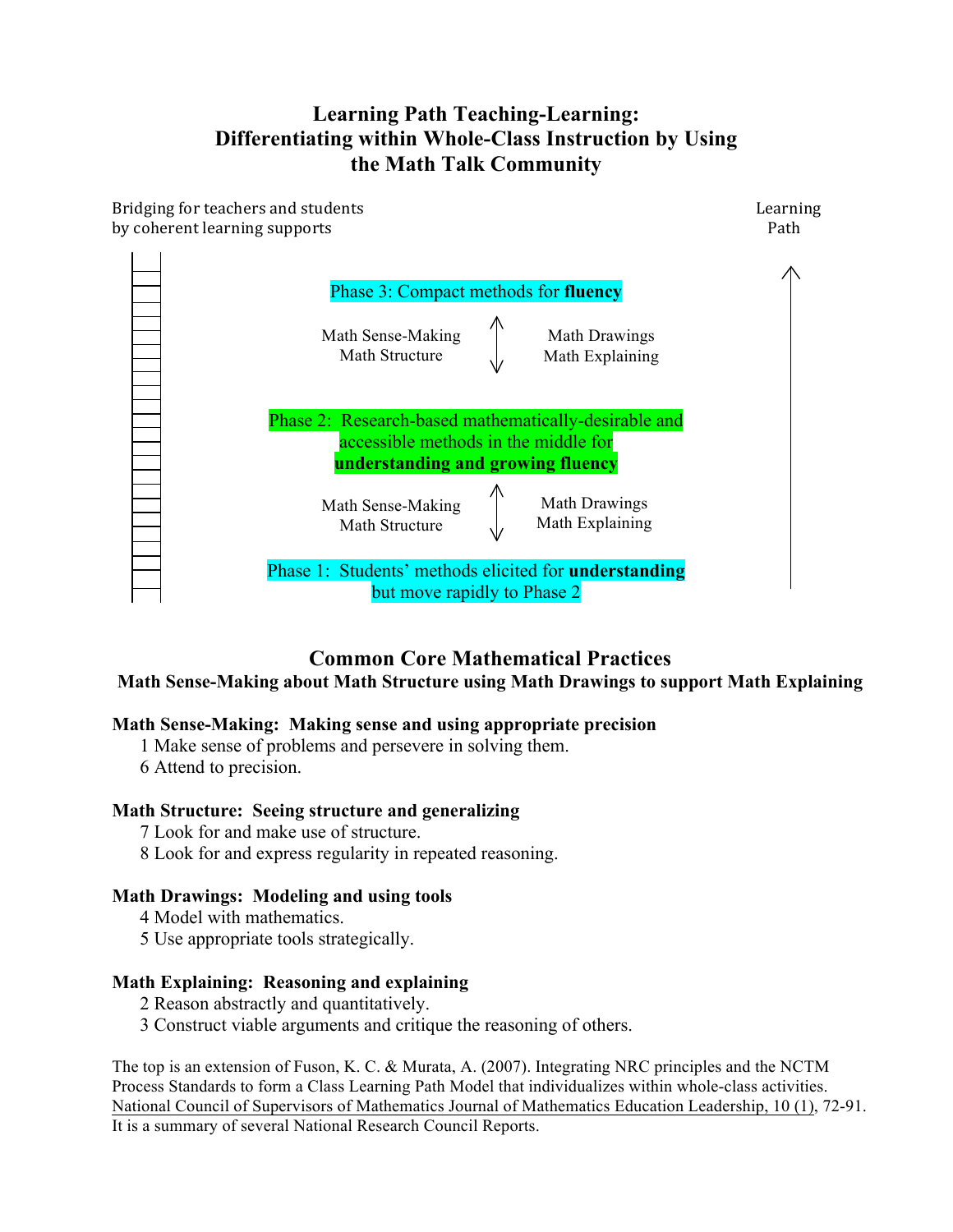# Learning Path Teaching-Learning: Differentiating within Whole-Class Instruction by Using the Math Talk Community

Bridging for teachers and students by coherent learning supports

Learning Path

Phase 3: Compact methods for **fluency**

Math Sense-Making
Math Structure

Math Drawings
Math Explaining

Phase 2: Research-based mathematically-desirable and accessible methods in the middle for **understanding and growing fluency**

Math Sense-Making
Math Structure

Math Drawings
Math Explaining

Phase 1: Students' methods elicited for **understanding** but move rapidly to Phase 2

## Common Core Mathematical Practices

**Math Sense-Making about Math Structure using Math Drawings to support Math Explaining**

**Math Sense-Making: Making sense and using appropriate precision**

1 Make sense of problems and persevere in solving them.
6 Attend to precision.

**Math Structure: Seeing structure and generalizing**

7 Look for and make use of structure.
8 Look for and express regularity in repeated reasoning.

**Math Drawings: Modeling and using tools**

4 Model with mathematics.
5 Use appropriate tools strategically.

**Math Explaining: Reasoning and explaining**

2 Reason abstractly and quantitatively.
3 Construct viable arguments and critique the reasoning of others.

The top is an extension of Fuson, K. C. & Murata, A. (2007). Integrating NRC principles and the NCTM Process Standards to form a Class Learning Path Model that individualizes within whole-class activities. National Council of Supervisors of Mathematics Journal of Mathematics Education Leadership, 10 (1), 72-91. It is a summary of several National Research Council Reports.